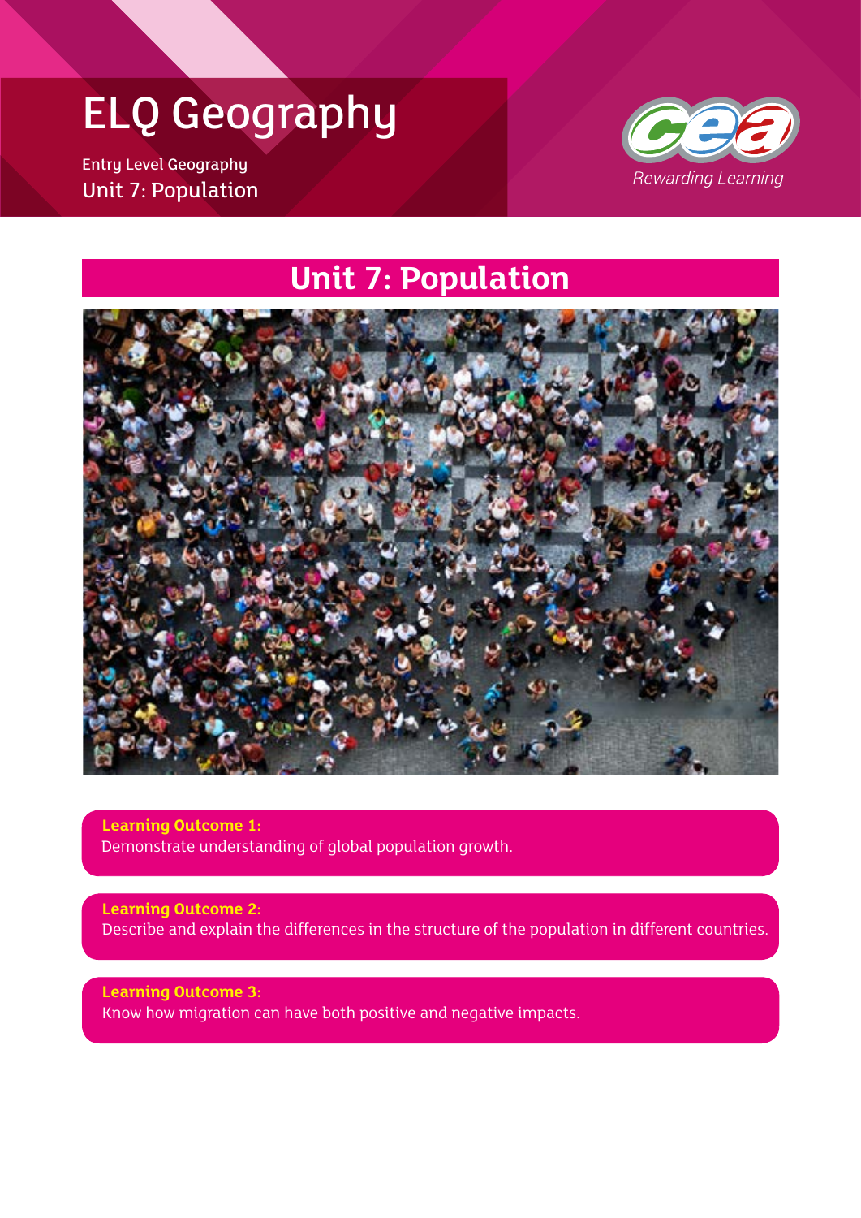# ELQ Geography

Entry Level Geography

Unit 7: Population

Rewarding Learning

## Unit 7: Population

**Learning Outcome 1:**
Demonstrate understanding of global population growth.

**Learning Outcome 2:**
Describe and explain the differences in the structure of the population in different countries.

**Learning Outcome 3:**
Know how migration can have both positive and negative impacts.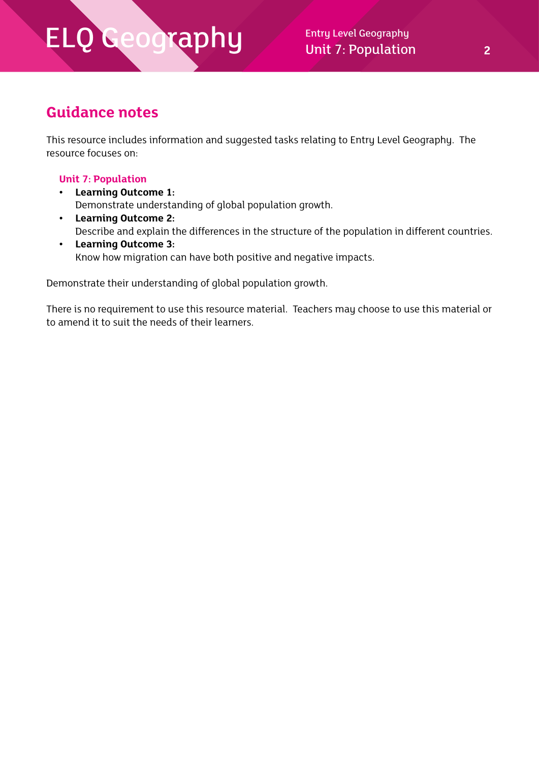## Guidance notes

This resource includes information and suggested tasks relating to Entry Level Geography. The resource focuses on:

**Unit 7: Population**

- **Learning Outcome 1:**
  Demonstrate understanding of global population growth.
- **Learning Outcome 2:**
  Describe and explain the differences in the structure of the population in different countries.
- **Learning Outcome 3:**
  Know how migration can have both positive and negative impacts.

Demonstrate their understanding of global population growth.

There is no requirement to use this resource material. Teachers may choose to use this material or to amend it to suit the needs of their learners.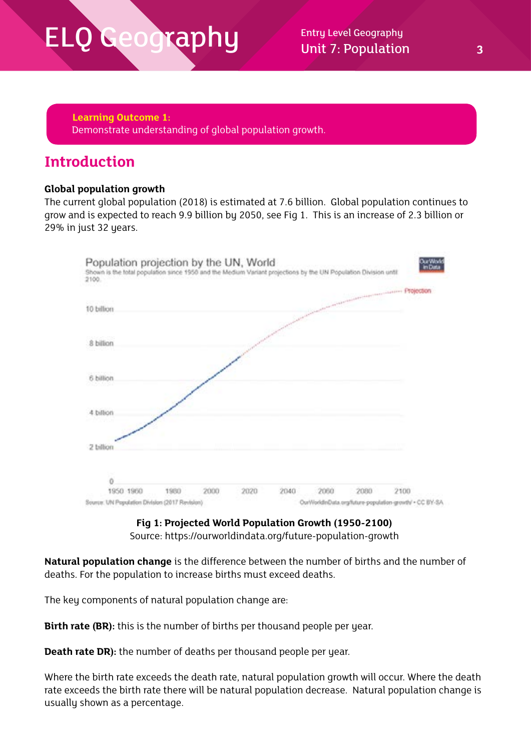> **Learning Outcome 1:**
> Demonstrate understanding of global population growth.

## Introduction

**Global population growth**

The current global population (2018) is estimated at 7.6 billion. Global population continues to grow and is expected to reach 9.9 billion by 2050, see Fig 1. This is an increase of 2.3 billion or 29% in just 32 years.

**Fig 1: Projected World Population Growth (1950-2100)**
Source: https://ourworldindata.org/future-population-growth

**Natural population change** is the difference between the number of births and the number of deaths. For the population to increase births must exceed deaths.

The key components of natural population change are:

**Birth rate (BR):** this is the number of births per thousand people per year.

**Death rate DR):** the number of deaths per thousand people per year.

Where the birth rate exceeds the death rate, natural population growth will occur. Where the death rate exceeds the birth rate there will be natural population decrease. Natural population change is usually shown as a percentage.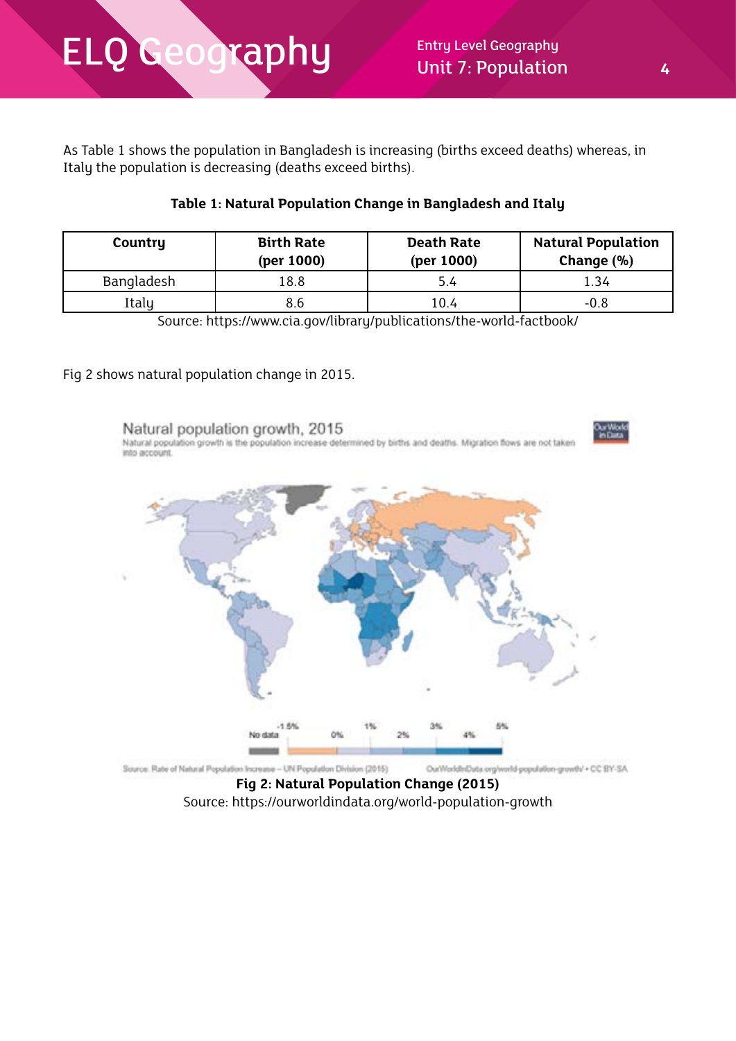As Table 1 shows the population in Bangladesh is increasing (births exceed deaths) whereas, in Italy the population is decreasing (deaths exceed births).

**Table 1: Natural Population Change in Bangladesh and Italy**

| Country | Birth Rate (per 1000) | Death Rate (per 1000) | Natural Population Change (%) |
|---|---|---|---|
| Bangladesh | 18.8 | 5.4 | 1.34 |
| Italy | 8.6 | 10.4 | -0.8 |

Source: https://www.cia.gov/library/publications/the-world-factbook/

Fig 2 shows natural population change in 2015.

**Fig 2: Natural Population Change (2015)**

Source: https://ourworldindata.org/world-population-growth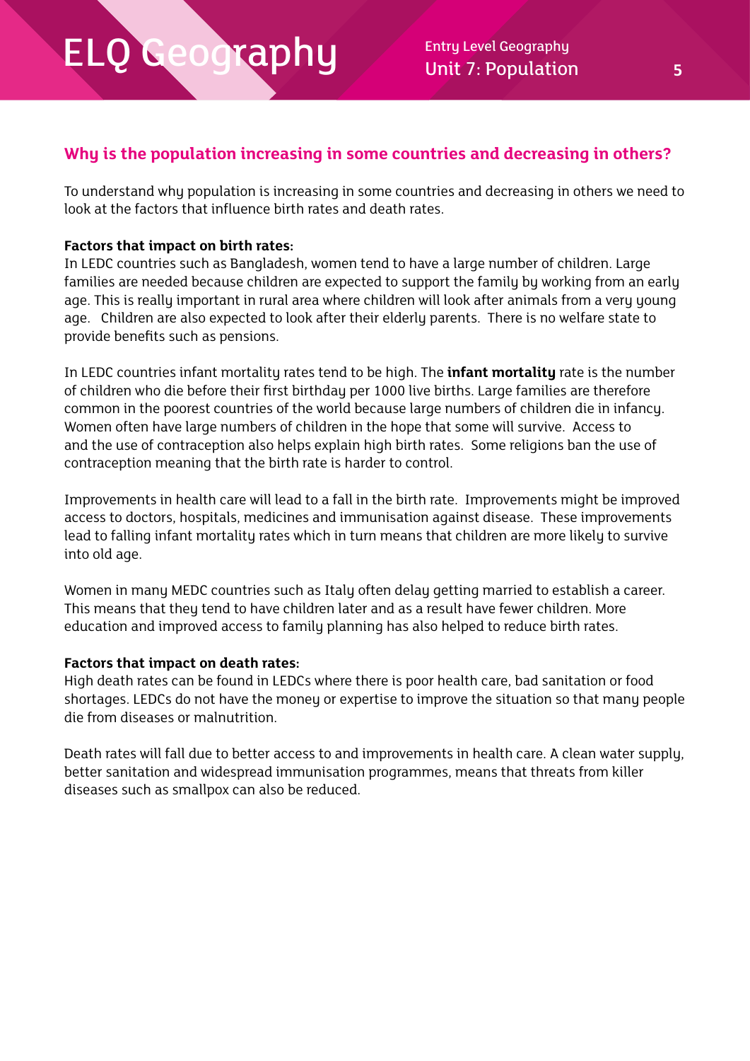## Why is the population increasing in some countries and decreasing in others?

To understand why population is increasing in some countries and decreasing in others we need to look at the factors that influence birth rates and death rates.

**Factors that impact on birth rates:**
In LEDC countries such as Bangladesh, women tend to have a large number of children. Large families are needed because children are expected to support the family by working from an early age. This is really important in rural area where children will look after animals from a very young age. Children are also expected to look after their elderly parents. There is no welfare state to provide benefits such as pensions.

In LEDC countries infant mortality rates tend to be high. The **infant mortality** rate is the number of children who die before their first birthday per 1000 live births. Large families are therefore common in the poorest countries of the world because large numbers of children die in infancy. Women often have large numbers of children in the hope that some will survive. Access to and the use of contraception also helps explain high birth rates. Some religions ban the use of contraception meaning that the birth rate is harder to control.

Improvements in health care will lead to a fall in the birth rate. Improvements might be improved access to doctors, hospitals, medicines and immunisation against disease. These improvements lead to falling infant mortality rates which in turn means that children are more likely to survive into old age.

Women in many MEDC countries such as Italy often delay getting married to establish a career. This means that they tend to have children later and as a result have fewer children. More education and improved access to family planning has also helped to reduce birth rates.

**Factors that impact on death rates:**
High death rates can be found in LEDCs where there is poor health care, bad sanitation or food shortages. LEDCs do not have the money or expertise to improve the situation so that many people die from diseases or malnutrition.

Death rates will fall due to better access to and improvements in health care. A clean water supply, better sanitation and widespread immunisation programmes, means that threats from killer diseases such as smallpox can also be reduced.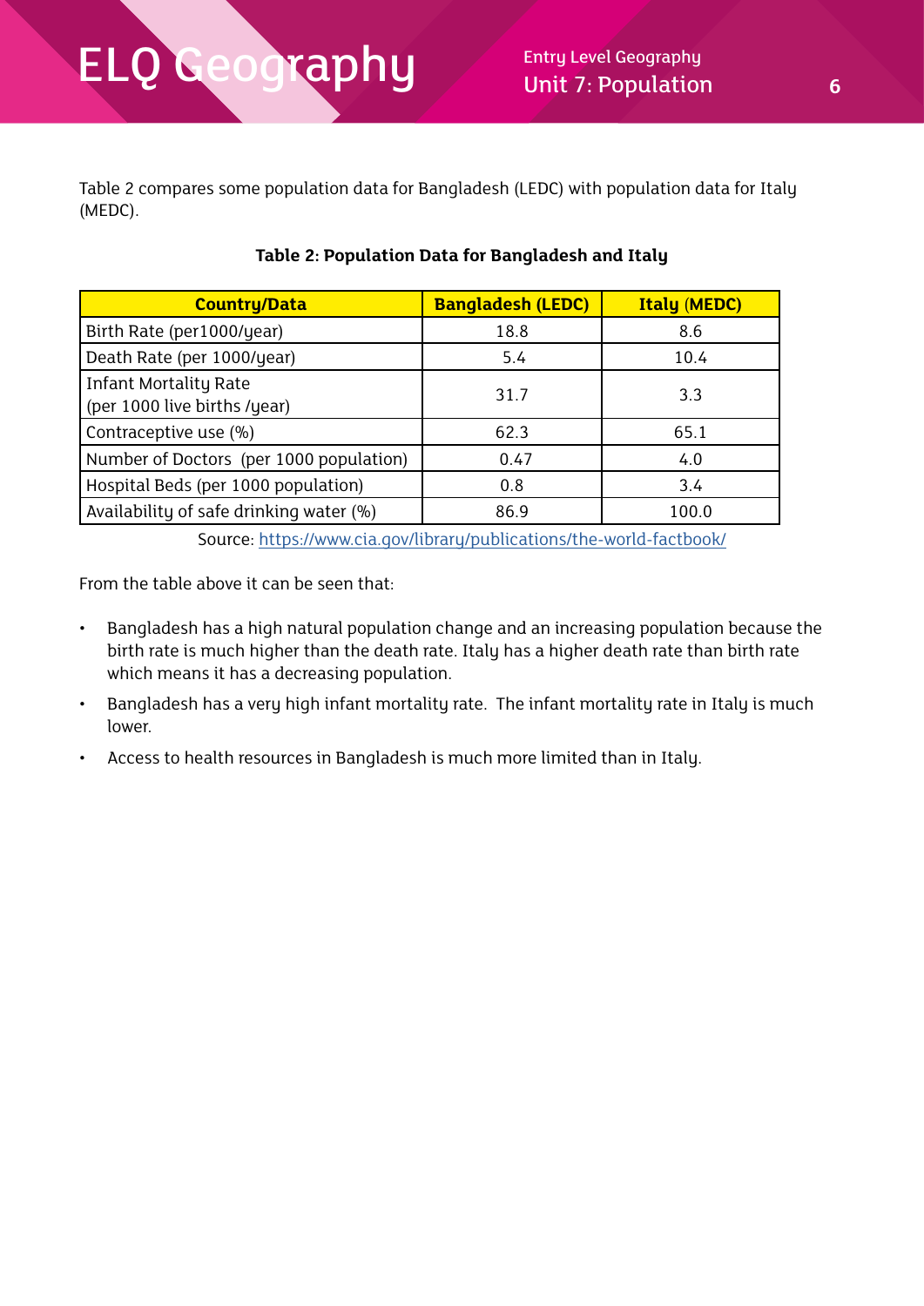Table 2 compares some population data for Bangladesh (LEDC) with population data for Italy (MEDC).

**Table 2: Population Data for Bangladesh and Italy**

| Country/Data | Bangladesh (LEDC) | Italy (MEDC) |
|---|---|---|
| Birth Rate (per1000/year) | 18.8 | 8.6 |
| Death Rate (per 1000/year) | 5.4 | 10.4 |
| Infant Mortality Rate (per 1000 live births /year) | 31.7 | 3.3 |
| Contraceptive use (%) | 62.3 | 65.1 |
| Number of Doctors (per 1000 population) | 0.47 | 4.0 |
| Hospital Beds (per 1000 population) | 0.8 | 3.4 |
| Availability of safe drinking water (%) | 86.9 | 100.0 |

Source: https://www.cia.gov/library/publications/the-world-factbook/

From the table above it can be seen that:

- Bangladesh has a high natural population change and an increasing population because the birth rate is much higher than the death rate. Italy has a higher death rate than birth rate which means it has a decreasing population.
- Bangladesh has a very high infant mortality rate. The infant mortality rate in Italy is much lower.
- Access to health resources in Bangladesh is much more limited than in Italy.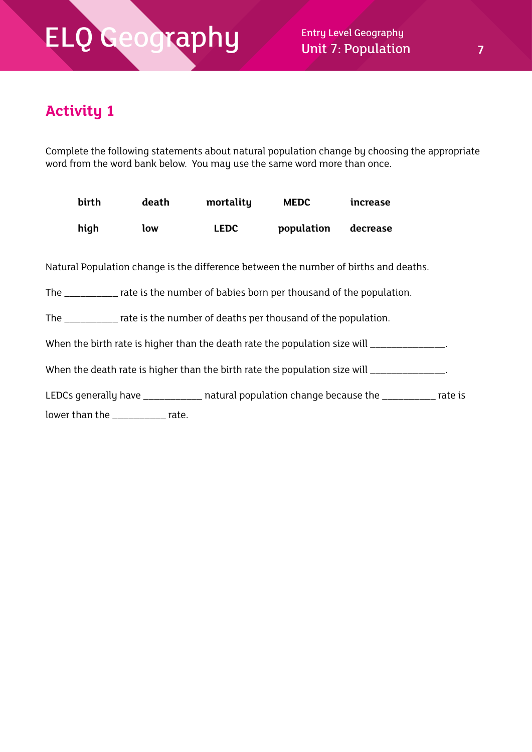## Activity 1

Complete the following statements about natural population change by choosing the appropriate word from the word bank below. You may use the same word more than once.

| birth | death | mortality | MEDC | increase |
|---|---|---|---|---|
| high | low | LEDC | population | decrease |

Natural Population change is the difference between the number of births and deaths.

The __________ rate is the number of babies born per thousand of the population.

The __________ rate is the number of deaths per thousand of the population.

When the birth rate is higher than the death rate the population size will ______________.

When the death rate is higher than the birth rate the population size will ______________.

LEDCs generally have ___________ natural population change because the __________ rate is lower than the __________ rate.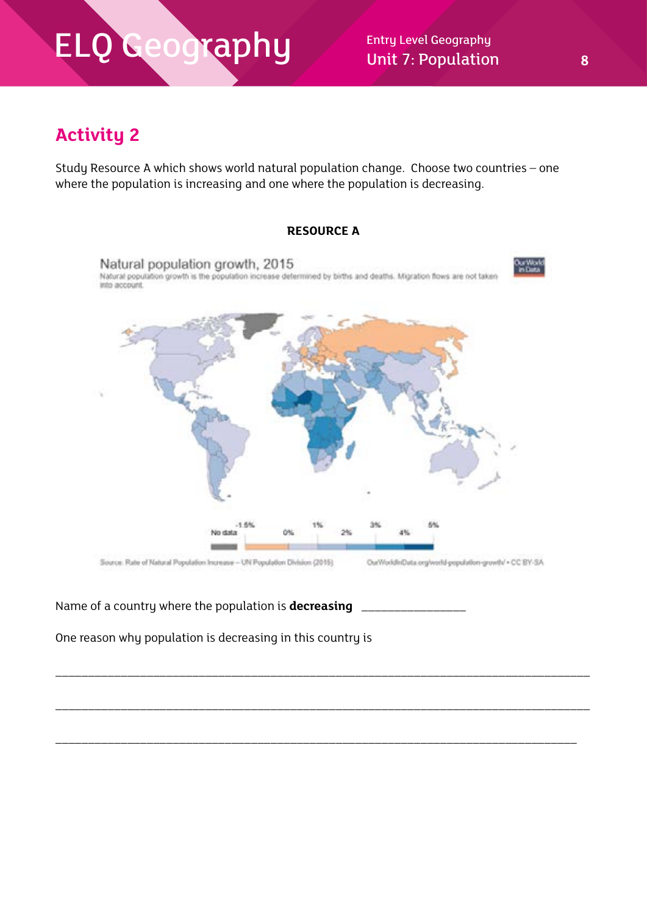## Activity 2

Study Resource A which shows world natural population change. Choose two countries – one where the population is increasing and one where the population is decreasing.

**RESOURCE A**

Natural population growth, 2015

Natural population growth is the population increase determined by births and deaths. Migration flows are not taken into account.

No data | -1.5% | 0% | 1% | 2% | 3% | 4% | 5%

Source: Rate of Natural Population Increase – UN Population Division (2015)   OurWorldInData.org/world-population-growth/ • CC BY-SA

Name of a country where the population is **decreasing** ________________

One reason why population is decreasing in this country is

___________________________________________________________________________________

___________________________________________________________________________________

___________________________________________________________________________________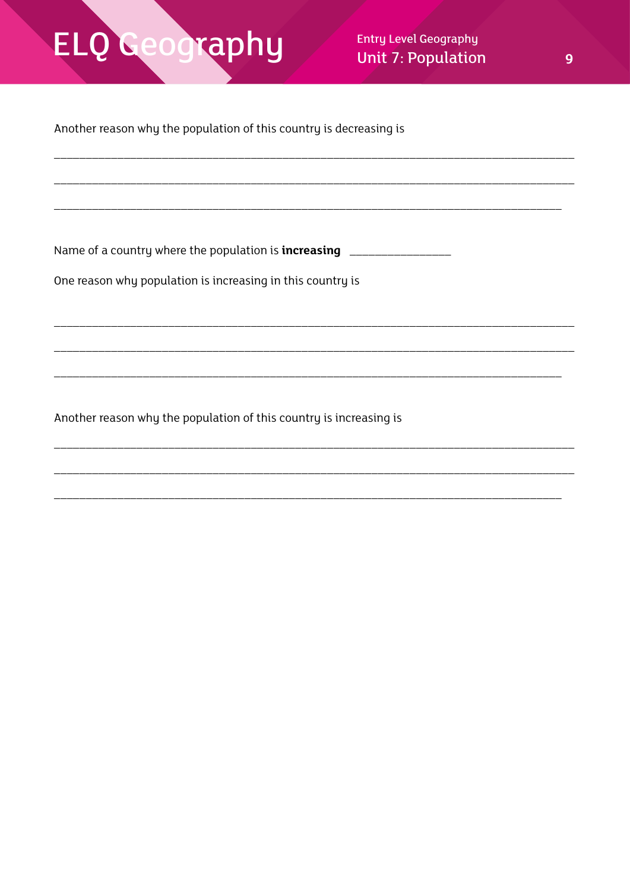Another reason why the population of this country is decreasing is

_______________________________________________________________________________

_______________________________________________________________________________

_____________________________________________________________________________

Name of a country where the population is **increasing** _______________

One reason why population is increasing in this country is

_______________________________________________________________________________

_______________________________________________________________________________

_____________________________________________________________________________

Another reason why the population of this country is increasing is

_______________________________________________________________________________

_______________________________________________________________________________

_____________________________________________________________________________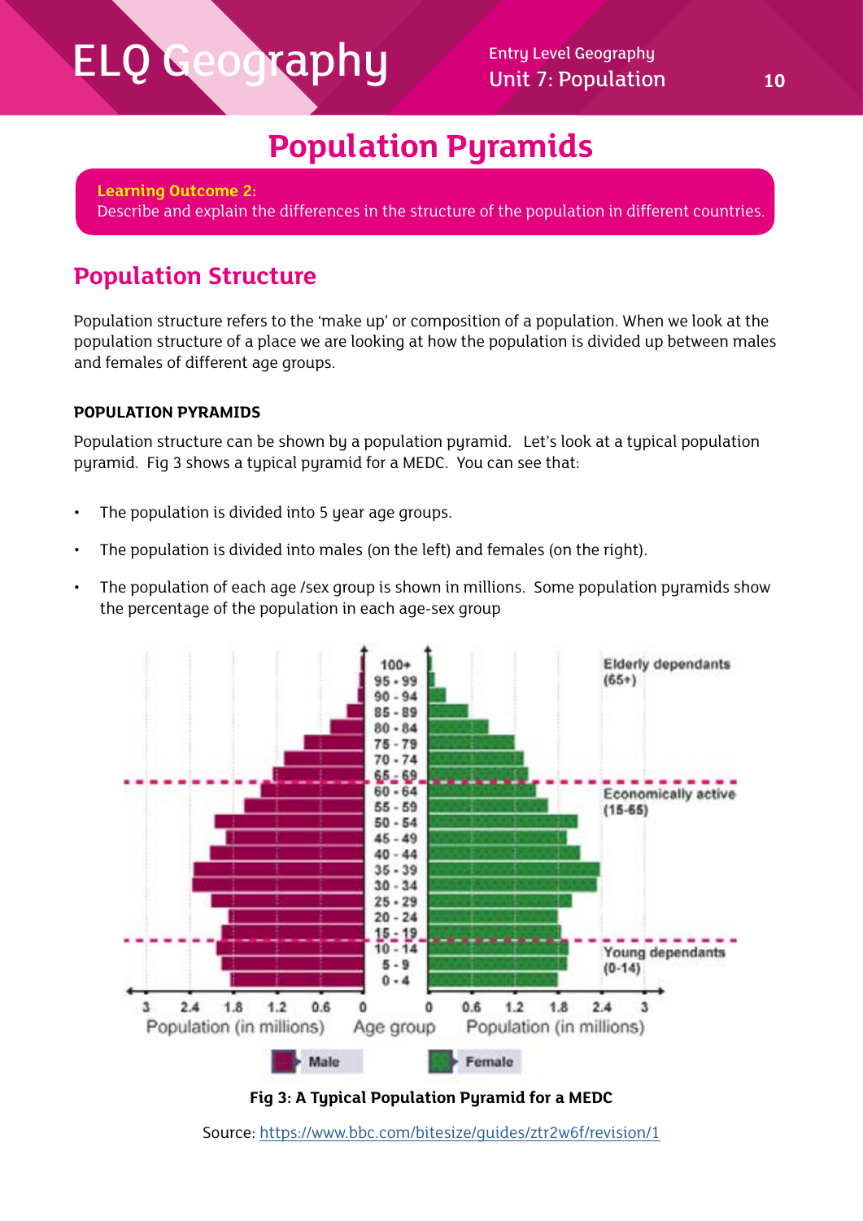# Population Pyramids

**Learning Outcome 2:**
Describe and explain the differences in the structure of the population in different countries.

## Population Structure

Population structure refers to the 'make up' or composition of a population. When we look at the population structure of a place we are looking at how the population is divided up between males and females of different age groups.

### POPULATION PYRAMIDS

Population structure can be shown by a population pyramid. Let's look at a typical population pyramid. Fig 3 shows a typical pyramid for a MEDC. You can see that:

- The population is divided into 5 year age groups.
- The population is divided into males (on the left) and females (on the right).
- The population of each age /sex group is shown in millions. Some population pyramids show the percentage of the population in each age-sex group

**Fig 3: A Typical Population Pyramid for a MEDC**

Source: https://www.bbc.com/bitesize/guides/ztr2w6f/revision/1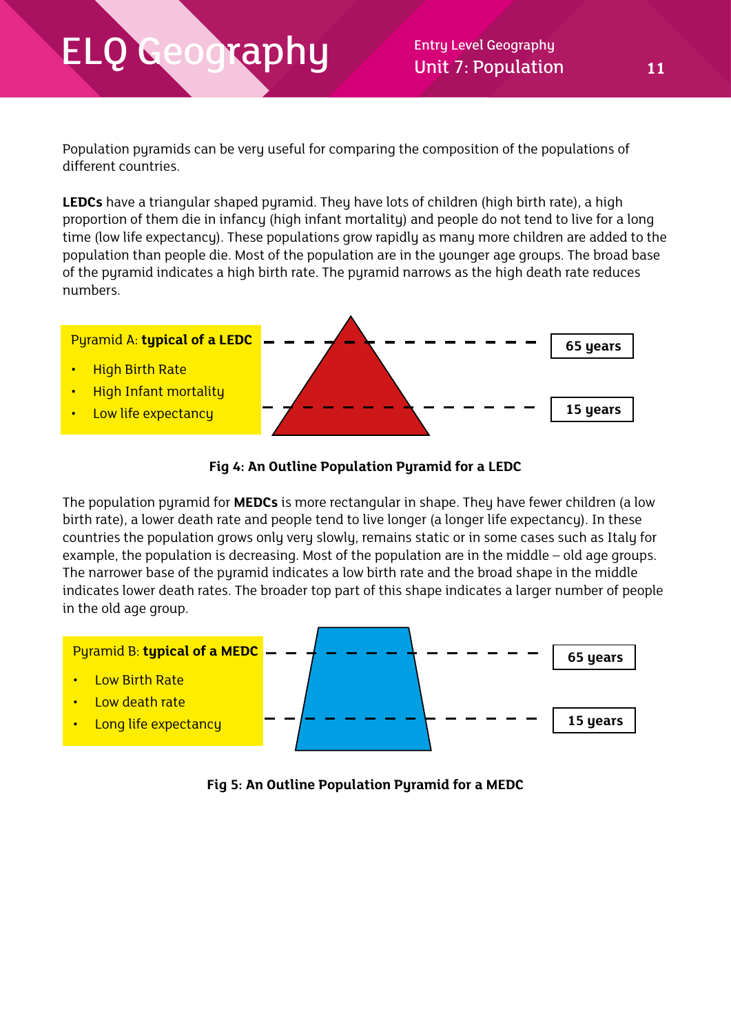Population pyramids can be very useful for comparing the composition of the populations of different countries.

**LEDCs** have a triangular shaped pyramid. They have lots of children (high birth rate), a high proportion of them die in infancy (high infant mortality) and people do not tend to live for a long time (low life expectancy). These populations grow rapidly as many more children are added to the population than people die. Most of the population are in the younger age groups. The broad base of the pyramid indicates a high birth rate. The pyramid narrows as the high death rate reduces numbers.

Pyramid A: **typical of a LEDC**

- High Birth Rate
- High Infant mortality
- Low life expectancy

**65 years**

**15 years**

**Fig 4: An Outline Population Pyramid for a LEDC**

The population pyramid for **MEDCs** is more rectangular in shape. They have fewer children (a low birth rate), a lower death rate and people tend to live longer (a longer life expectancy). In these countries the population grows only very slowly, remains static or in some cases such as Italy for example, the population is decreasing. Most of the population are in the middle – old age groups. The narrower base of the pyramid indicates a low birth rate and the broad shape in the middle indicates lower death rates. The broader top part of this shape indicates a larger number of people in the old age group.

Pyramid B: **typical of a MEDC**

- Low Birth Rate
- Low death rate
- Long life expectancy

**65 years**

**15 years**

**Fig 5: An Outline Population Pyramid for a MEDC**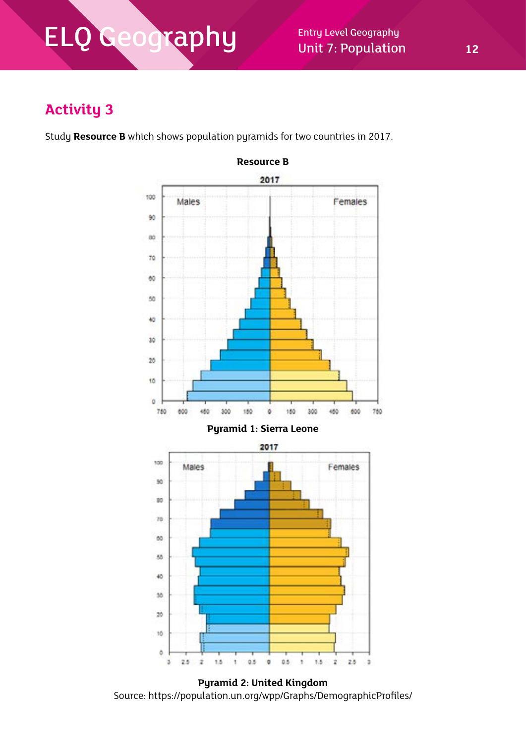## Activity 3

Study **Resource B** which shows population pyramids for two countries in 2017.

**Resource B**

**Pyramid 1: Sierra Leone**

**Pyramid 2: United Kingdom**

Source: https://population.un.org/wpp/Graphs/DemographicProfiles/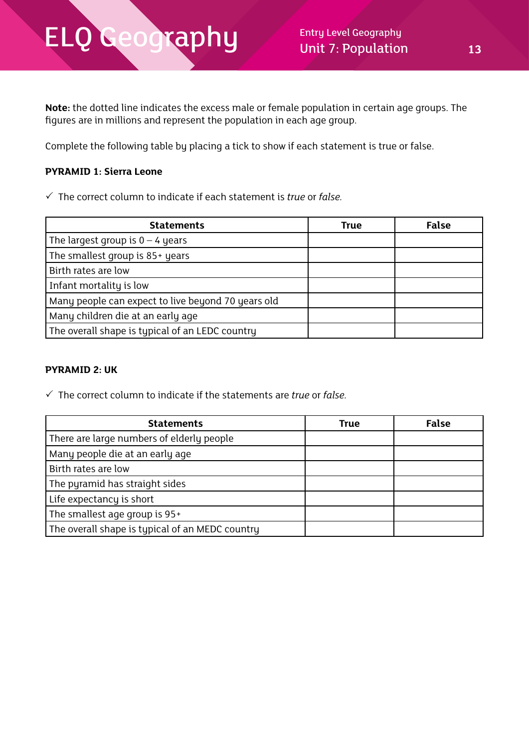**Note:** the dotted line indicates the excess male or female population in certain age groups. The figures are in millions and represent the population in each age group.

Complete the following table by placing a tick to show if each statement is true or false.

**PYRAMID 1: Sierra Leone**

✓ The correct column to indicate if each statement is *true* or *false*.

| Statements | True | False |
|---|---|---|
| The largest group is 0 – 4 years | | |
| The smallest group is 85+ years | | |
| Birth rates are low | | |
| Infant mortality is low | | |
| Many people can expect to live beyond 70 years old | | |
| Many children die at an early age | | |
| The overall shape is typical of an LEDC country | | |

**PYRAMID 2: UK**

✓ The correct column to indicate if the statements are *true* or *false*.

| Statements | True | False |
|---|---|---|
| There are large numbers of elderly people | | |
| Many people die at an early age | | |
| Birth rates are low | | |
| The pyramid has straight sides | | |
| Life expectancy is short | | |
| The smallest age group is 95+ | | |
| The overall shape is typical of an MEDC country | | |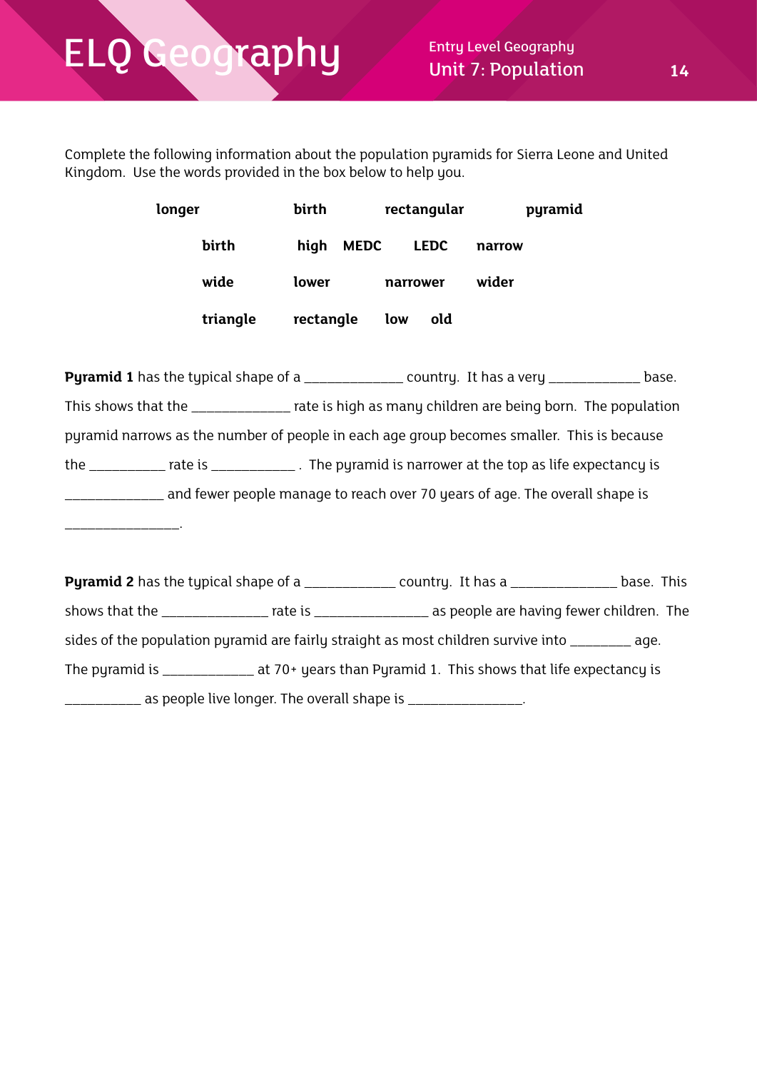Complete the following information about the population pyramids for Sierra Leone and United Kingdom. Use the words provided in the box below to help you.

| | | | |
|---|---|---|---|
| **longer** | **birth** | **rectangular** | **pyramid** |
| **birth** | **high** **MEDC** | **LEDC** | **narrow** |
| **wide** | **lower** | **narrower** | **wider** |
| **triangle** | **rectangle** | **low** **old** | |

**Pyramid 1** has the typical shape of a _____________ country. It has a very ____________ base. This shows that the _____________ rate is high as many children are being born. The population pyramid narrows as the number of people in each age group becomes smaller. This is because the __________ rate is ___________ . The pyramid is narrower at the top as life expectancy is _____________ and fewer people manage to reach over 70 years of age. The overall shape is _______________.

**Pyramid 2** has the typical shape of a ____________ country. It has a ______________ base. This shows that the ______________ rate is _______________ as people are having fewer children. The sides of the population pyramid are fairly straight as most children survive into ________ age. The pyramid is ____________ at 70+ years than Pyramid 1. This shows that life expectancy is __________ as people live longer. The overall shape is _______________.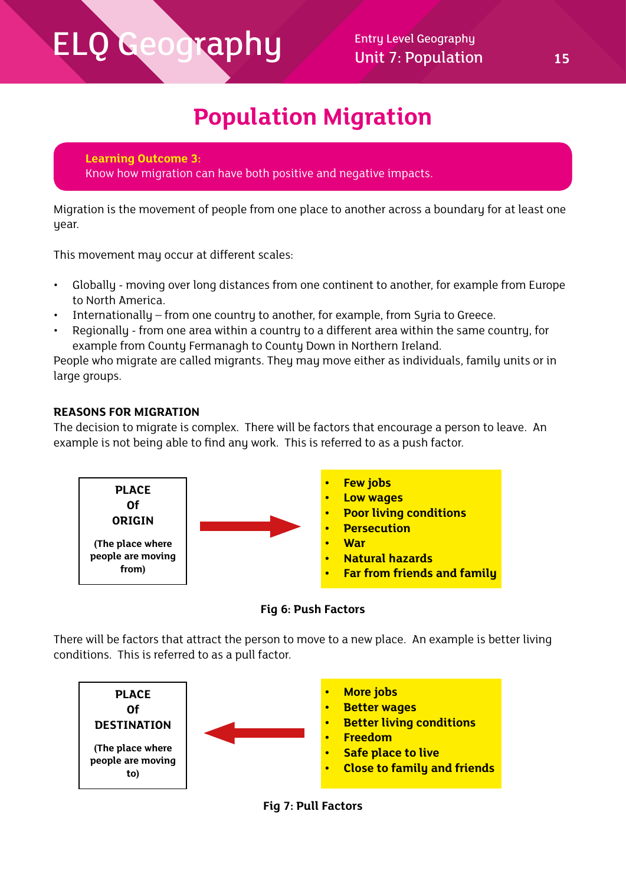# Population Migration

**Learning Outcome 3:**
Know how migration can have both positive and negative impacts.

Migration is the movement of people from one place to another across a boundary for at least one year.

This movement may occur at different scales:

- Globally - moving over long distances from one continent to another, for example from Europe to North America.
- Internationally – from one country to another, for example, from Syria to Greece.
- Regionally - from one area within a country to a different area within the same country, for example from County Fermanagh to County Down in Northern Ireland.

People who migrate are called migrants. They may move either as individuals, family units or in large groups.

**REASONS FOR MIGRATION**

The decision to migrate is complex. There will be factors that encourage a person to leave. An example is not being able to find any work. This is referred to as a push factor.

**PLACE Of ORIGIN**
**(The place where people are moving from)**

→

- **Few jobs**
- **Low wages**
- **Poor living conditions**
- **Persecution**
- **War**
- **Natural hazards**
- **Far from friends and family**

**Fig 6: Push Factors**

There will be factors that attract the person to move to a new place. An example is better living conditions. This is referred to as a pull factor.

**PLACE Of DESTINATION**
**(The place where people are moving to)**

←

- **More jobs**
- **Better wages**
- **Better living conditions**
- **Freedom**
- **Safe place to live**
- **Close to family and friends**

**Fig 7: Pull Factors**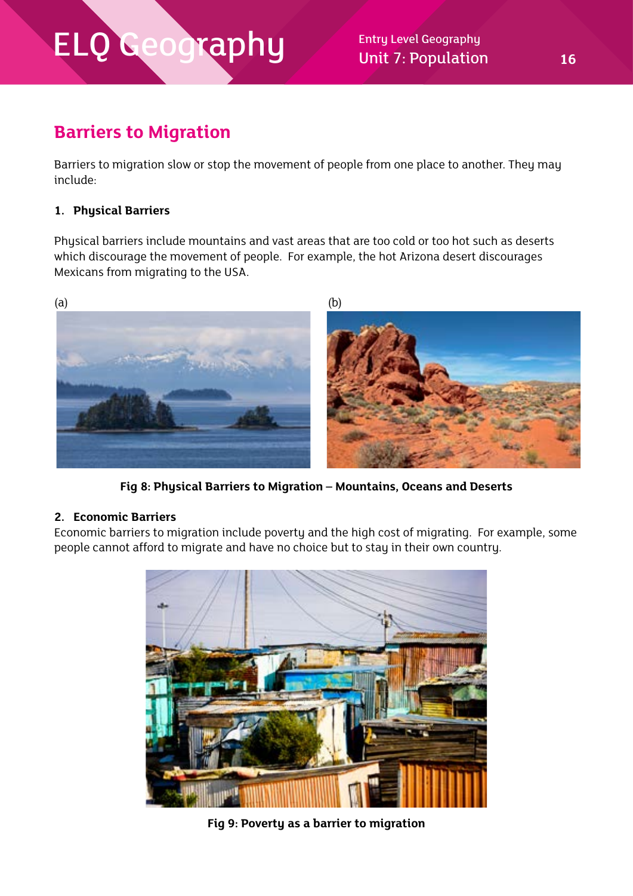## Barriers to Migration

Barriers to migration slow or stop the movement of people from one place to another. They may include:

### 1. Physical Barriers

Physical barriers include mountains and vast areas that are too cold or too hot such as deserts which discourage the movement of people. For example, the hot Arizona desert discourages Mexicans from migrating to the USA.

(a) (b)

**Fig 8: Physical Barriers to Migration – Mountains, Oceans and Deserts**

### 2. Economic Barriers

Economic barriers to migration include poverty and the high cost of migrating. For example, some people cannot afford to migrate and have no choice but to stay in their own country.

**Fig 9: Poverty as a barrier to migration**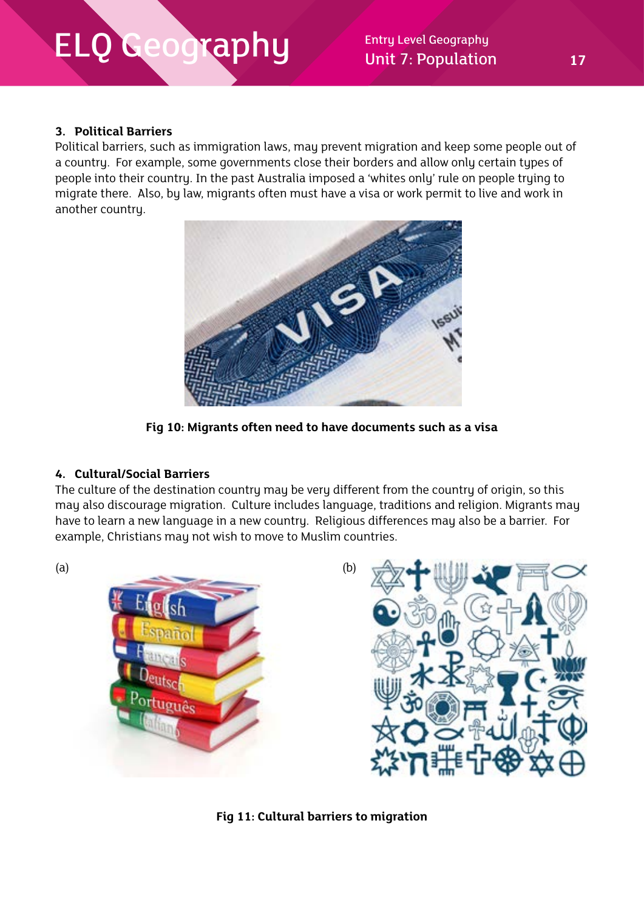### 3. Political Barriers

Political barriers, such as immigration laws, may prevent migration and keep some people out of a country. For example, some governments close their borders and allow only certain types of people into their country. In the past Australia imposed a 'whites only' rule on people trying to migrate there. Also, by law, migrants often must have a visa or work permit to live and work in another country.

**Fig 10: Migrants often need to have documents such as a visa**

### 4. Cultural/Social Barriers

The culture of the destination country may be very different from the country of origin, so this may also discourage migration. Culture includes language, traditions and religion. Migrants may have to learn a new language in a new country. Religious differences may also be a barrier. For example, Christians may not wish to move to Muslim countries.

(a)

(b)

**Fig 11: Cultural barriers to migration**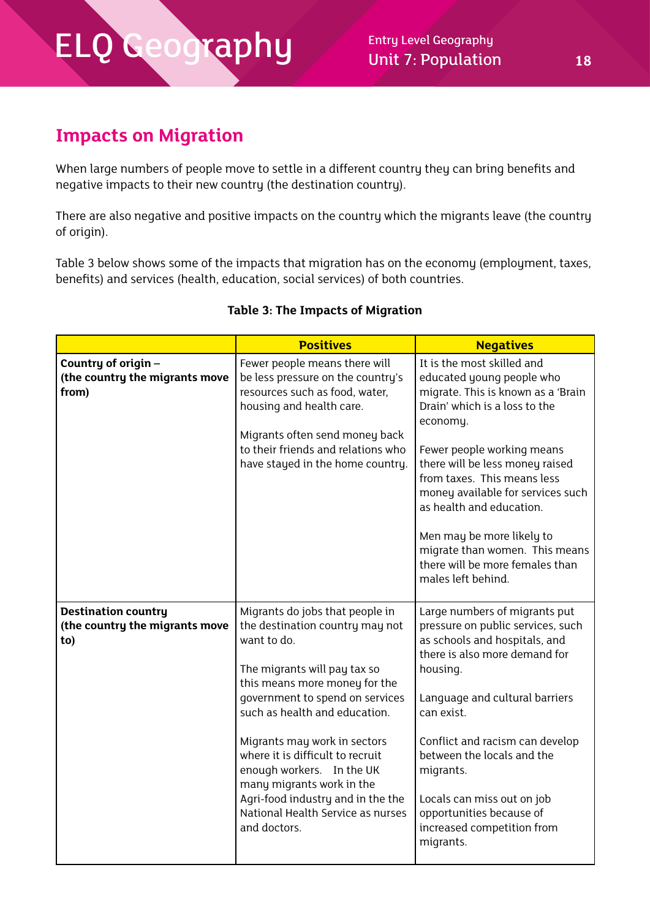## Impacts on Migration

When large numbers of people move to settle in a different country they can bring benefits and negative impacts to their new country (the destination country).

There are also negative and positive impacts on the country which the migrants leave (the country of origin).

Table 3 below shows some of the impacts that migration has on the economy (employment, taxes, benefits) and services (health, education, social services) of both countries.

**Table 3: The Impacts of Migration**

| | Positives | Negatives |
|---|---|---|
| **Country of origin – (the country the migrants move from)** | Fewer people means there will be less pressure on the country's resources such as food, water, housing and health care.<br><br>Migrants often send money back to their friends and relations who have stayed in the home country. | It is the most skilled and educated young people who migrate. This is known as a 'Brain Drain' which is a loss to the economy.<br><br>Fewer people working means there will be less money raised from taxes. This means less money available for services such as health and education.<br><br>Men may be more likely to migrate than women. This means there will be more females than males left behind. |
| **Destination country (the country the migrants move to)** | Migrants do jobs that people in the destination country may not want to do.<br><br>The migrants will pay tax so this means more money for the government to spend on services such as health and education.<br><br>Migrants may work in sectors where it is difficult to recruit enough workers. In the UK many migrants work in the Agri-food industry and in the the National Health Service as nurses and doctors. | Large numbers of migrants put pressure on public services, such as schools and hospitals, and there is also more demand for housing.<br><br>Language and cultural barriers can exist.<br><br>Conflict and racism can develop between the locals and the migrants.<br><br>Locals can miss out on job opportunities because of increased competition from migrants. |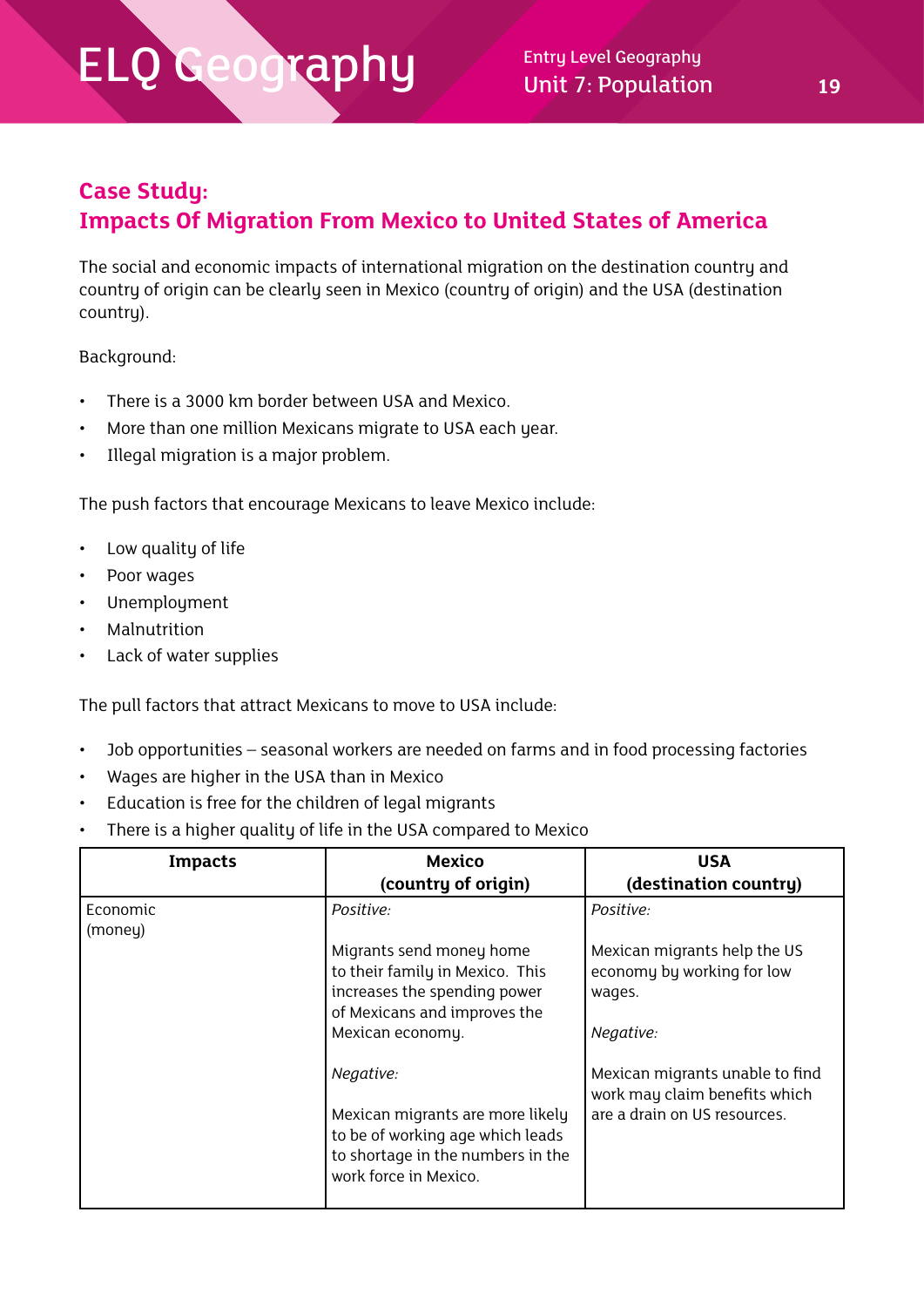## Case Study:
## Impacts Of Migration From Mexico to United States of America

The social and economic impacts of international migration on the destination country and country of origin can be clearly seen in Mexico (country of origin) and the USA (destination country).

Background:

- There is a 3000 km border between USA and Mexico.
- More than one million Mexicans migrate to USA each year.
- Illegal migration is a major problem.

The push factors that encourage Mexicans to leave Mexico include:

- Low quality of life
- Poor wages
- Unemployment
- Malnutrition
- Lack of water supplies

The pull factors that attract Mexicans to move to USA include:

- Job opportunities – seasonal workers are needed on farms and in food processing factories
- Wages are higher in the USA than in Mexico
- Education is free for the children of legal migrants
- There is a higher quality of life in the USA compared to Mexico

| Impacts | Mexico (country of origin) | USA (destination country) |
|---|---|---|
| Economic (money) | *Positive:*<br><br>Migrants send money home to their family in Mexico. This increases the spending power of Mexicans and improves the Mexican economy.<br><br>*Negative:*<br><br>Mexican migrants are more likely to be of working age which leads to shortage in the numbers in the work force in Mexico. | *Positive:*<br><br>Mexican migrants help the US economy by working for low wages.<br><br>*Negative:*<br><br>Mexican migrants unable to find work may claim benefits which are a drain on US resources. |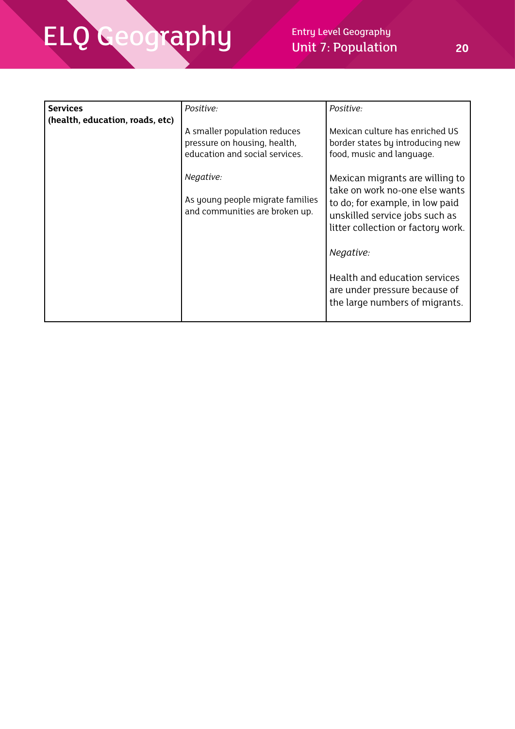| **Services (health, education, roads, etc)** | *Positive:*<br><br>A smaller population reduces pressure on housing, health, education and social services.<br><br>*Negative:*<br><br>As young people migrate families and communities are broken up. | *Positive:*<br><br>Mexican culture has enriched US border states by introducing new food, music and language.<br><br>Mexican migrants are willing to take on work no-one else wants to do; for example, in low paid unskilled service jobs such as litter collection or factory work.<br><br>*Negative:*<br><br>Health and education services are under pressure because of the large numbers of migrants. |
|---|---|---|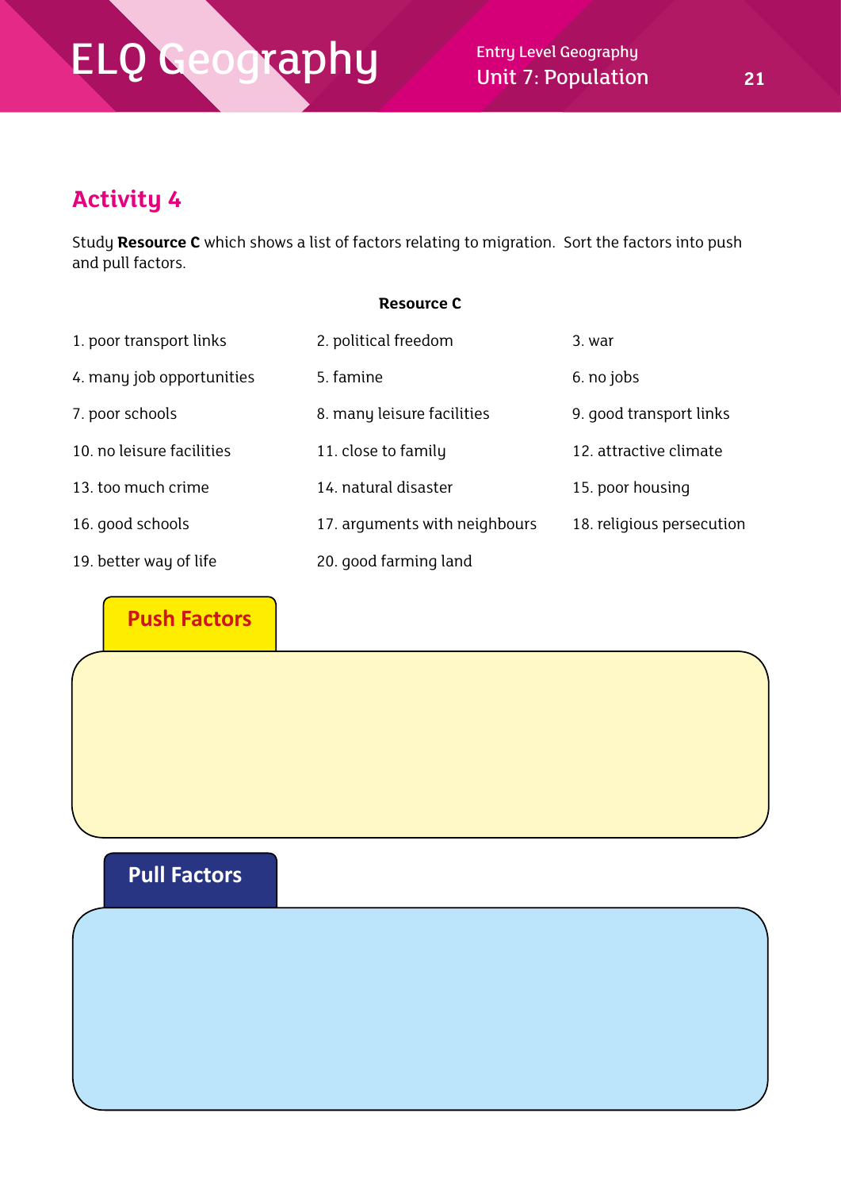## Activity 4

Study **Resource C** which shows a list of factors relating to migration. Sort the factors into push and pull factors.

**Resource C**

1. poor transport links
2. political freedom
3. war
4. many job opportunities
5. famine
6. no jobs
7. poor schools
8. many leisure facilities
9. good transport links
10. no leisure facilities
11. close to family
12. attractive climate
13. too much crime
14. natural disaster
15. poor housing
16. good schools
17. arguments with neighbours
18. religious persecution
19. better way of life
20. good farming land

### Push Factors

### Pull Factors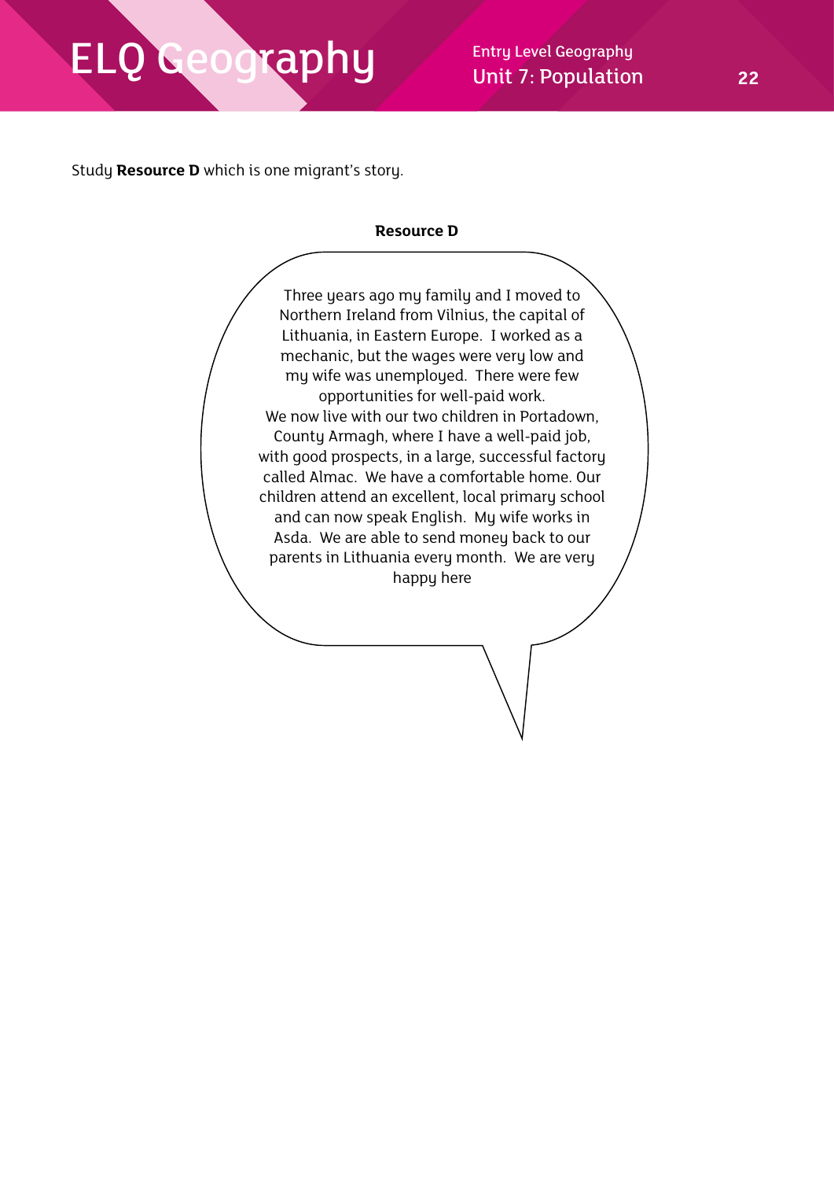Study **Resource D** which is one migrant's story.

**Resource D**

Three years ago my family and I moved to Northern Ireland from Vilnius, the capital of Lithuania, in Eastern Europe. I worked as a mechanic, but the wages were very low and my wife was unemployed. There were few opportunities for well-paid work.
We now live with our two children in Portadown, County Armagh, where I have a well-paid job, with good prospects, in a large, successful factory called Almac. We have a comfortable home. Our children attend an excellent, local primary school and can now speak English. My wife works in Asda. We are able to send money back to our parents in Lithuania every month. We are very happy here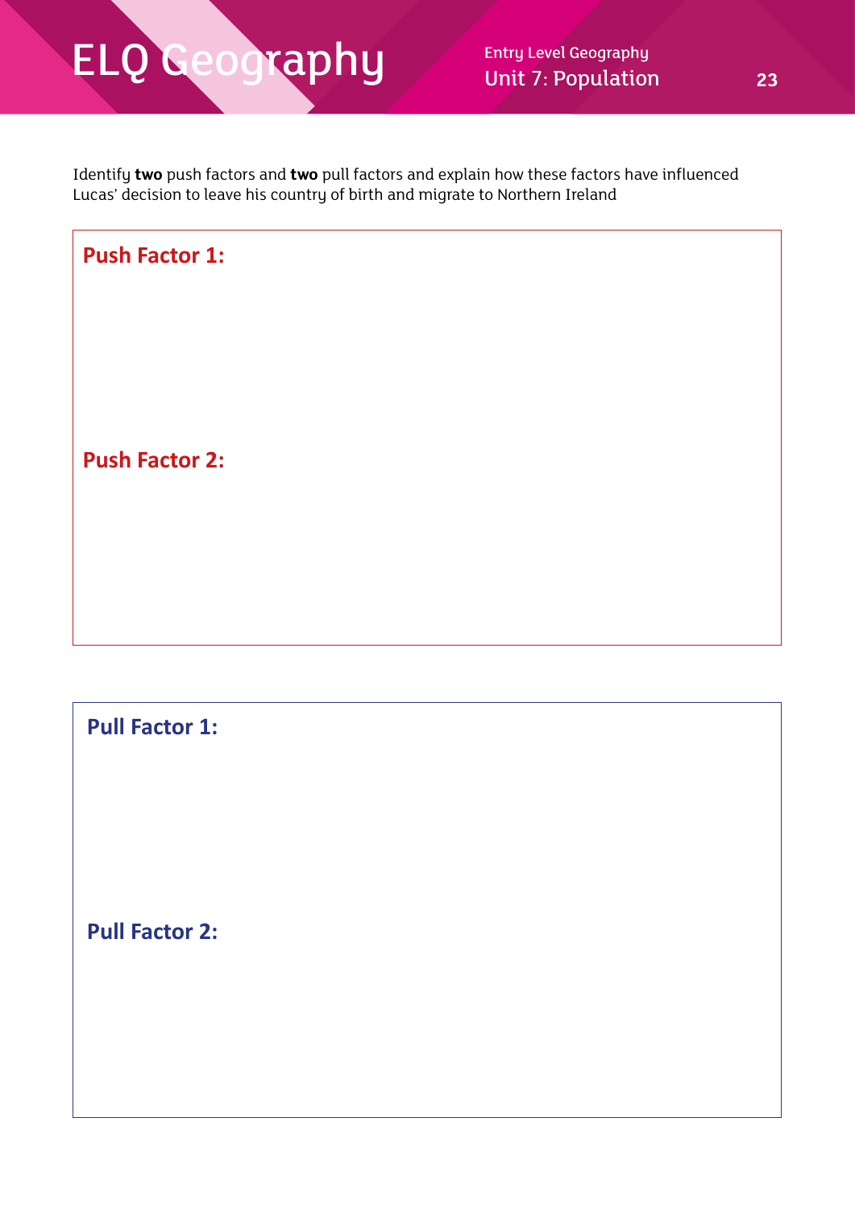Identify **two** push factors and **two** pull factors and explain how these factors have influenced Lucas' decision to leave his country of birth and migrate to Northern Ireland

**Push Factor 1:**

**Push Factor 2:**

**Pull Factor 1:**

**Pull Factor 2:**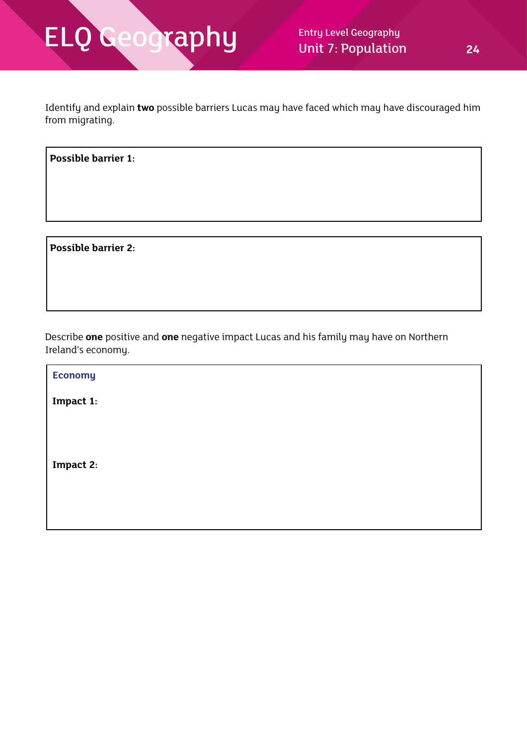Identify and explain **two** possible barriers Lucas may have faced which may have discouraged him from migrating.

**Possible barrier 1:**

**Possible barrier 2:**

Describe **one** positive and **one** negative impact Lucas and his family may have on Northern Ireland's economy.

**Economy**

**Impact 1:**

**Impact 2:**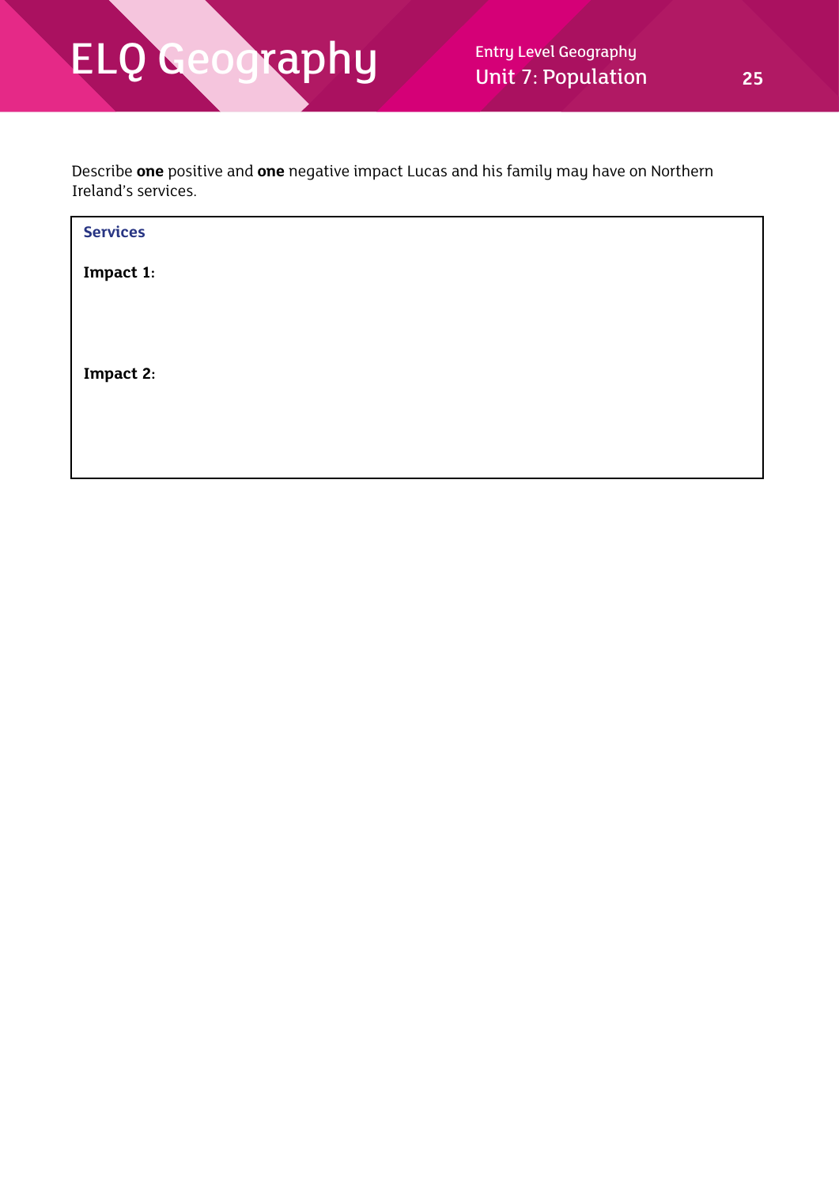Describe **one** positive and **one** negative impact Lucas and his family may have on Northern Ireland's services.

| **Services** |
| --- |
| **Impact 1:** |
| **Impact 2:** |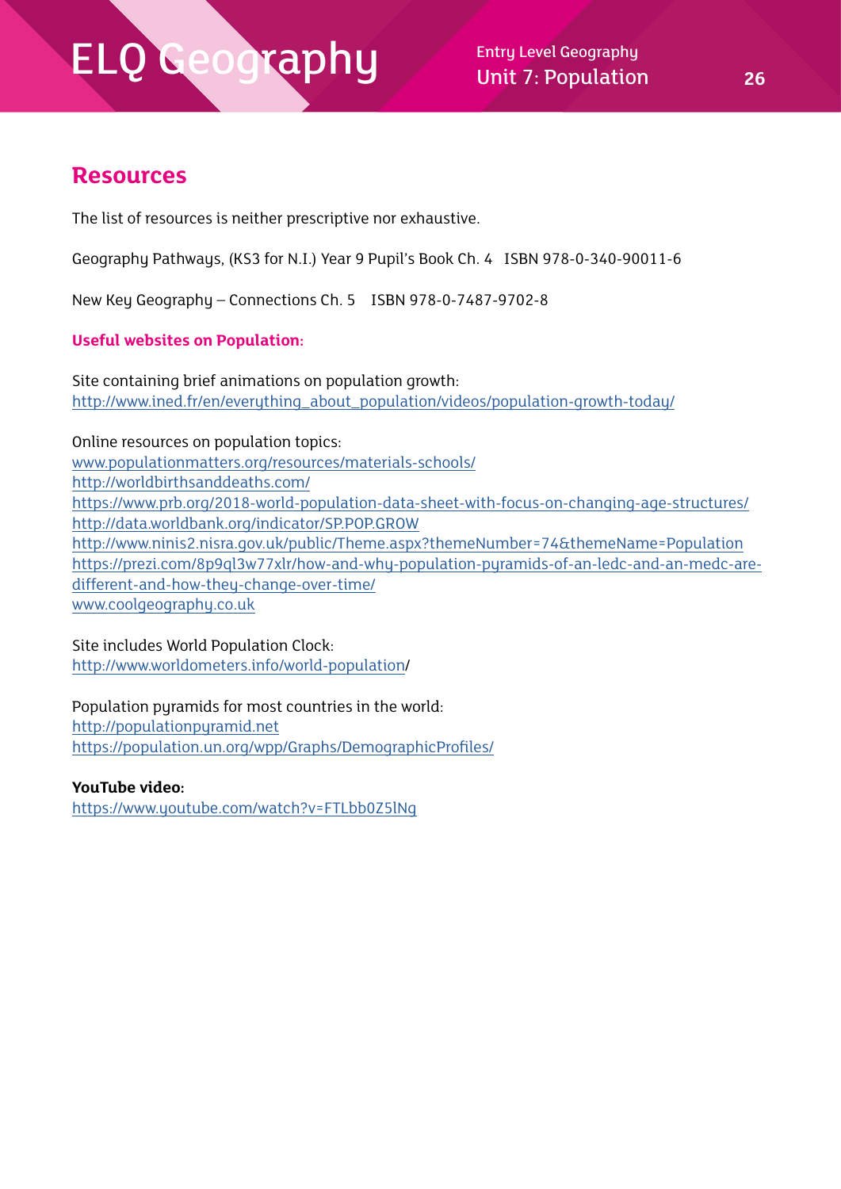## Resources

The list of resources is neither prescriptive nor exhaustive.

Geography Pathways, (KS3 for N.I.) Year 9 Pupil's Book Ch. 4 ISBN 978-0-340-90011-6

New Key Geography – Connections Ch. 5 ISBN 978-0-7487-9702-8

**Useful websites on Population:**

Site containing brief animations on population growth:
http://www.ined.fr/en/everything_about_population/videos/population-growth-today/

Online resources on population topics:
www.populationmatters.org/resources/materials-schools/
http://worldbirthsanddeaths.com/
https://www.prb.org/2018-world-population-data-sheet-with-focus-on-changing-age-structures/
http://data.worldbank.org/indicator/SP.POP.GROW
http://www.ninis2.nisra.gov.uk/public/Theme.aspx?themeNumber=74&themeName=Population
https://prezi.com/8p9ql3w77xlr/how-and-why-population-pyramids-of-an-ledc-and-an-medc-are-different-and-how-they-change-over-time/
www.coolgeography.co.uk

Site includes World Population Clock:
http://www.worldometers.info/world-population/

Population pyramids for most countries in the world:
http://populationpyramid.net
https://population.un.org/wpp/Graphs/DemographicProfiles/

**YouTube video:**
https://www.youtube.com/watch?v=FTLbb0Z5lNg